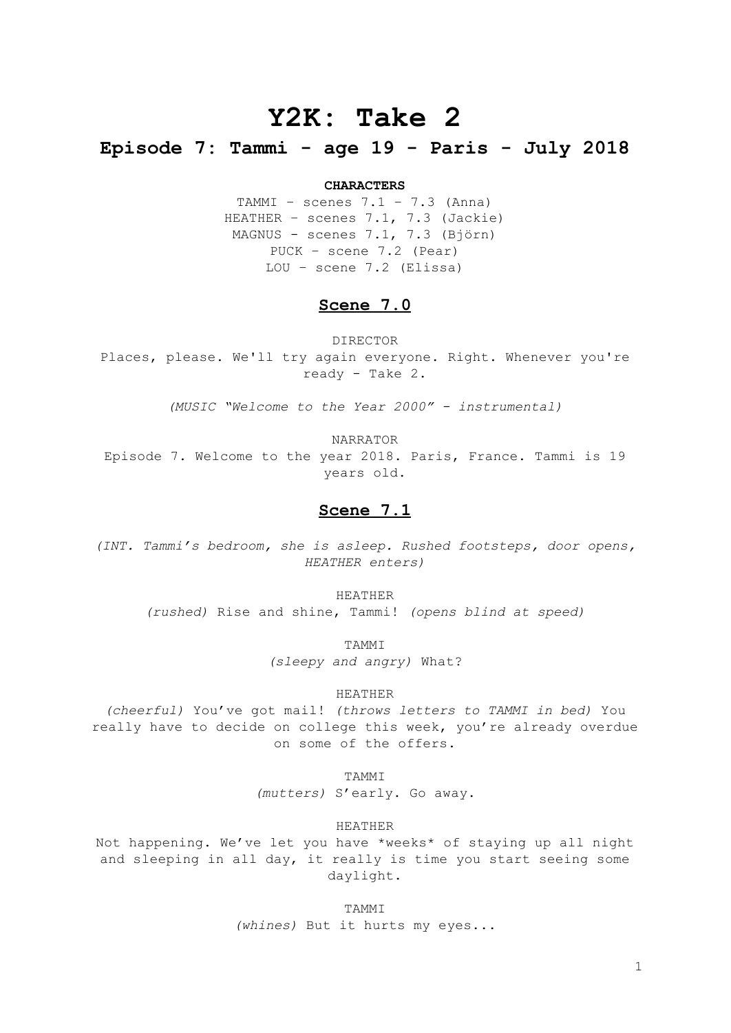# Y2K: Take 2

## Episode 7: Tammi - age 19 - Paris - July 2018

**CHARACTERS**

TAMMI – scenes 7.1 – 7.3 (Anna)
HEATHER – scenes 7.1, 7.3 (Jackie)
MAGNUS - scenes 7.1, 7.3 (Björn)
PUCK – scene 7.2 (Pear)
LOU – scene 7.2 (Elissa)

### Scene 7.0

DIRECTOR
Places, please. We'll try again everyone. Right. Whenever you're ready - Take 2.

*(MUSIC "Welcome to the Year 2000" - instrumental)*

NARRATOR
Episode 7. Welcome to the year 2018. Paris, France. Tammi is 19 years old.

### Scene 7.1

*(INT. Tammi's bedroom, she is asleep. Rushed footsteps, door opens, HEATHER enters)*

HEATHER
*(rushed)* Rise and shine, Tammi! *(opens blind at speed)*

TAMMI
*(sleepy and angry)* What?

HEATHER
*(cheerful)* You've got mail! *(throws letters to TAMMI in bed)* You really have to decide on college this week, you're already overdue on some of the offers.

TAMMI
*(mutters)* S'early. Go away.

HEATHER
Not happening. We've let you have *weeks* of staying up all night and sleeping in all day, it really is time you start seeing some daylight.

TAMMI
*(whines)* But it hurts my eyes...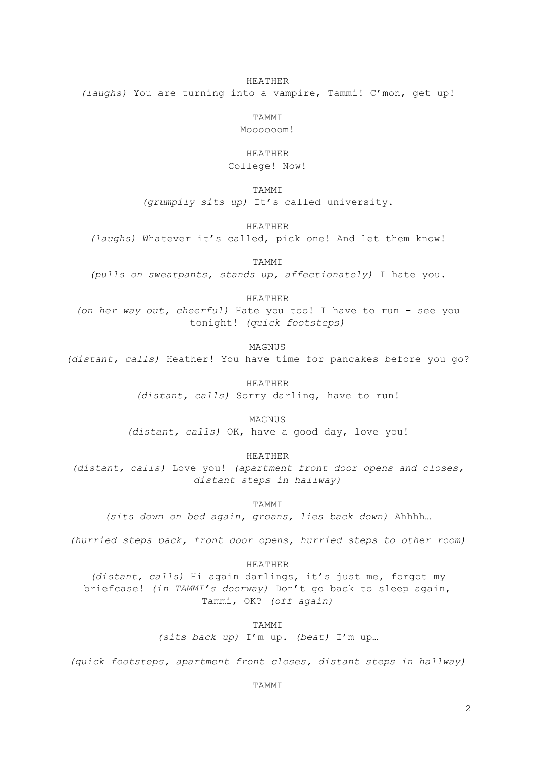HEATHER

*(laughs)* You are turning into a vampire, Tammi! C'mon, get up!

TAMMI

Moooooom!

HEATHER

College! Now!

TAMMI

*(grumpily sits up)* It's called university.

HEATHER

*(laughs)* Whatever it's called, pick one! And let them know!

TAMMI

*(pulls on sweatpants, stands up, affectionately)* I hate you.

HEATHER

*(on her way out, cheerful)* Hate you too! I have to run - see you tonight! *(quick footsteps)*

MAGNUS

*(distant, calls)* Heather! You have time for pancakes before you go?

HEATHER

*(distant, calls)* Sorry darling, have to run!

MAGNUS

*(distant, calls)* OK, have a good day, love you!

HEATHER

*(distant, calls)* Love you! *(apartment front door opens and closes, distant steps in hallway)*

TAMMI

*(sits down on bed again, groans, lies back down)* Ahhhh…

*(hurried steps back, front door opens, hurried steps to other room)*

HEATHER

*(distant, calls)* Hi again darlings, it's just me, forgot my briefcase! *(in TAMMI's doorway)* Don't go back to sleep again, Tammi, OK? *(off again)*

TAMMI

*(sits back up)* I'm up. *(beat)* I'm up…

*(quick footsteps, apartment front closes, distant steps in hallway)*

TAMMI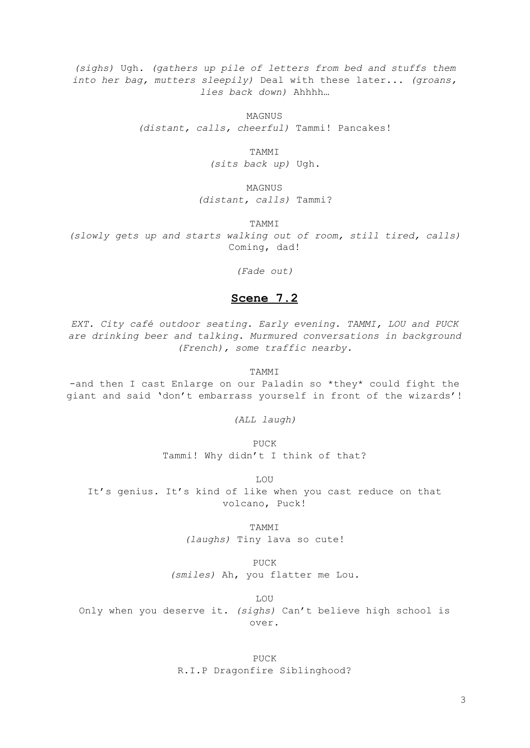*(sighs)* Ugh. *(gathers up pile of letters from bed and stuffs them into her bag, mutters sleepily)* Deal with these later... *(groans, lies back down)* Ahhhh…

MAGNUS
*(distant, calls, cheerful)* Tammi! Pancakes!

TAMMI
*(sits back up)* Ugh.

MAGNUS
*(distant, calls)* Tammi?

TAMMI
*(slowly gets up and starts walking out of room, still tired, calls)* Coming, dad!

*(Fade out)*

## Scene 7.2

*EXT. City café outdoor seating. Early evening. TAMMI, LOU and PUCK are drinking beer and talking. Murmured conversations in background (French), some traffic nearby.*

TAMMI
-and then I cast Enlarge on our Paladin so *they* could fight the giant and said 'don't embarrass yourself in front of the wizards'!

*(ALL laugh)*

PUCK
Tammi! Why didn't I think of that?

LOU
It's genius. It's kind of like when you cast reduce on that volcano, Puck!

TAMMI
*(laughs)* Tiny lava so cute!

PUCK
*(smiles)* Ah, you flatter me Lou.

LOU
Only when you deserve it. *(sighs)* Can't believe high school is over.

PUCK
R.I.P Dragonfire Siblinghood?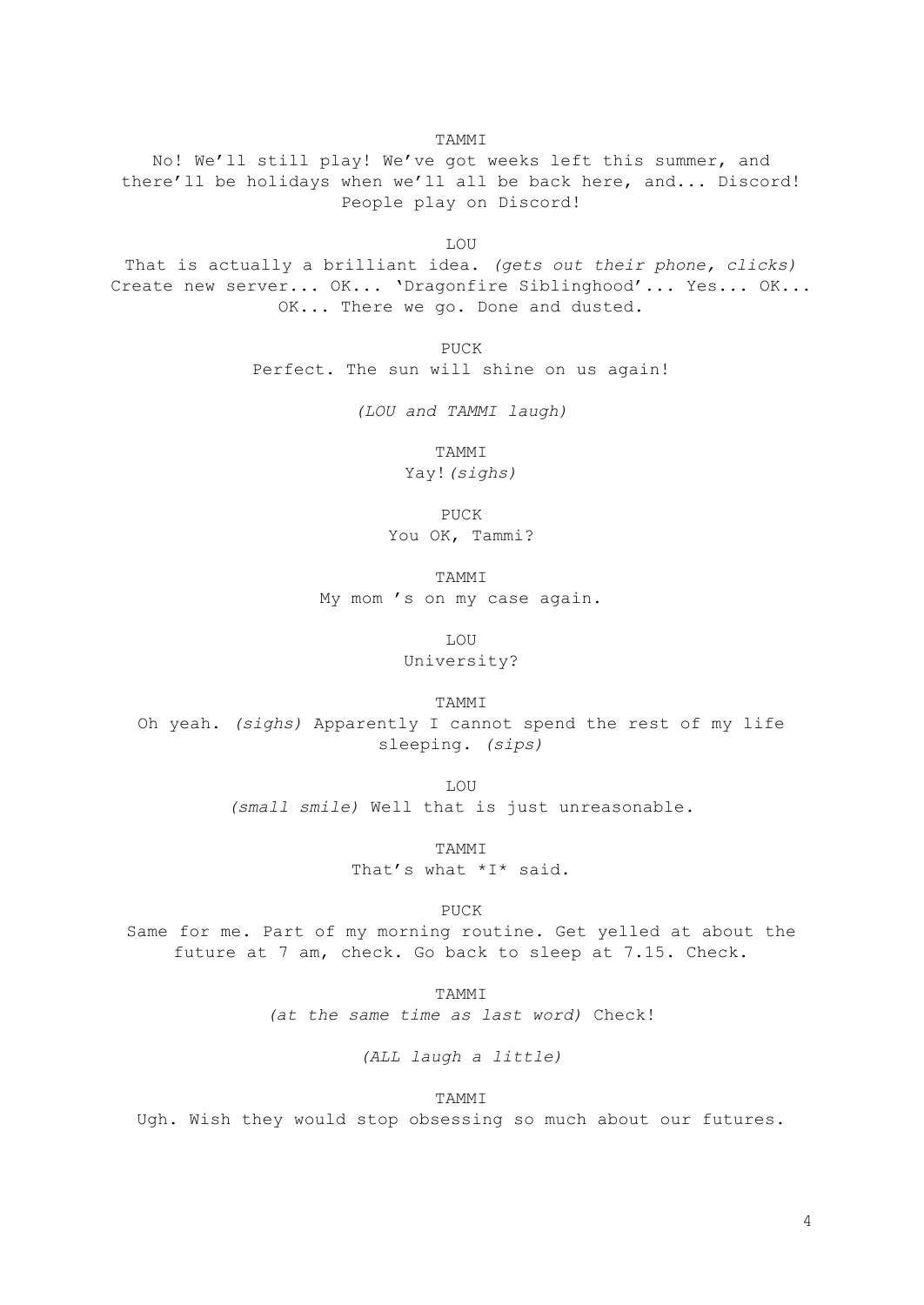TAMMI

No! We'll still play! We've got weeks left this summer, and there'll be holidays when we'll all be back here, and... Discord! People play on Discord!

LOU

That is actually a brilliant idea. *(gets out their phone, clicks)* Create new server... OK... 'Dragonfire Siblinghood'... Yes... OK... OK... There we go. Done and dusted.

PUCK

Perfect. The sun will shine on us again!

*(LOU and TAMMI laugh)*

TAMMI

Yay!*(sighs)*

PUCK

You OK, Tammi?

TAMMI

My mom 's on my case again.

LOU

University?

TAMMI

Oh yeah. *(sighs)* Apparently I cannot spend the rest of my life sleeping. *(sips)*

LOU

*(small smile)* Well that is just unreasonable.

TAMMI

That's what *I* said.

PUCK

Same for me. Part of my morning routine. Get yelled at about the future at 7 am, check. Go back to sleep at 7.15. Check.

TAMMI

*(at the same time as last word)* Check!

*(ALL laugh a little)*

TAMMI

Ugh. Wish they would stop obsessing so much about our futures.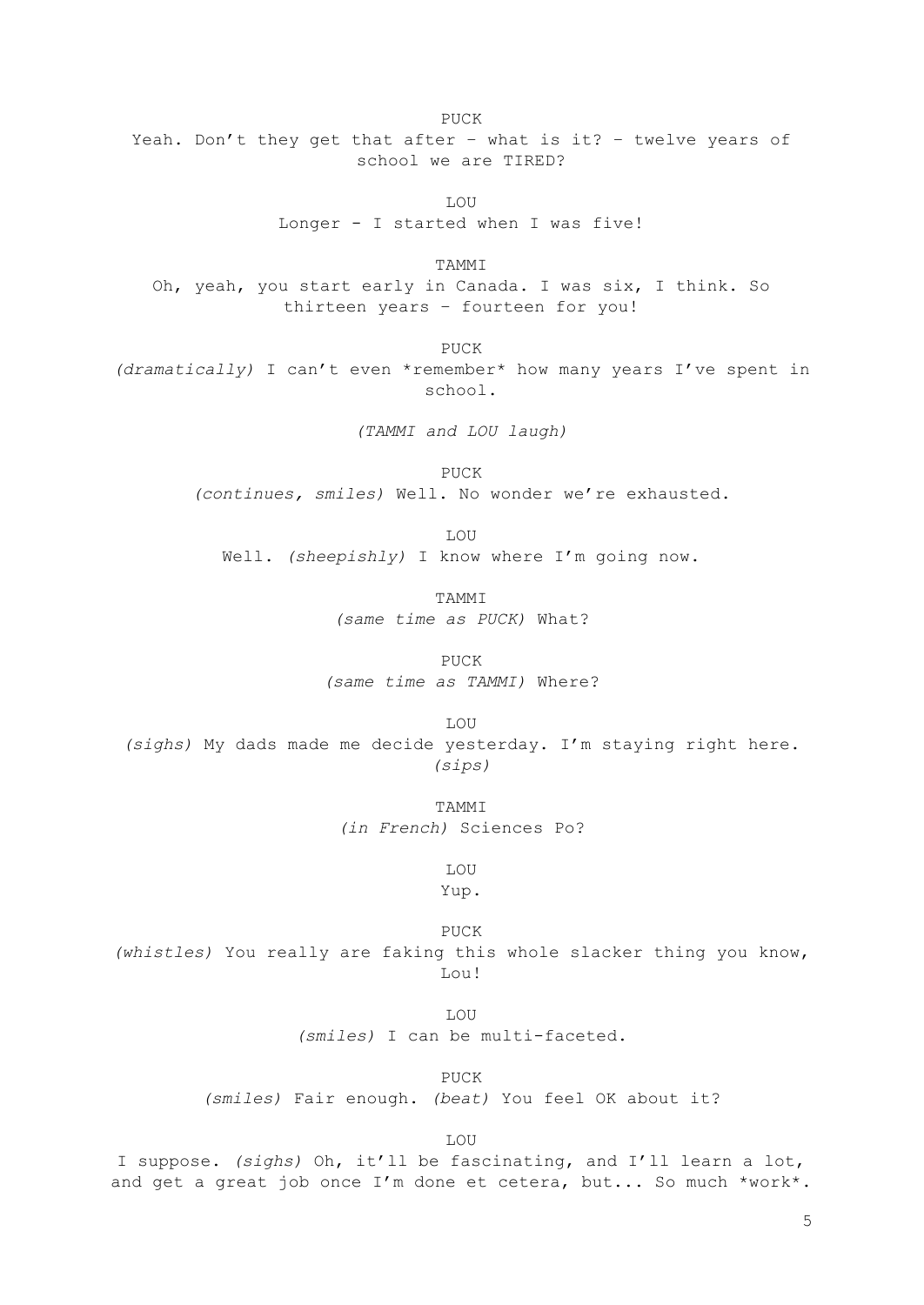PUCK

Yeah. Don't they get that after – what is it? – twelve years of school we are TIRED?

LOU

Longer - I started when I was five!

TAMMI

Oh, yeah, you start early in Canada. I was six, I think. So thirteen years – fourteen for you!

PUCK

*(dramatically)* I can't even *remember* how many years I've spent in school.

*(TAMMI and LOU laugh)*

PUCK

*(continues, smiles)* Well. No wonder we're exhausted.

LOU

Well. *(sheepishly)* I know where I'm going now.

TAMMI

*(same time as PUCK)* What?

PUCK

*(same time as TAMMI)* Where?

LOU

*(sighs)* My dads made me decide yesterday. I'm staying right here. *(sips)*

TAMMI

*(in French)* Sciences Po?

LOU

Yup.

PUCK

*(whistles)* You really are faking this whole slacker thing you know, Lou!

LOU

*(smiles)* I can be multi-faceted.

PUCK

*(smiles)* Fair enough. *(beat)* You feel OK about it?

LOU

I suppose. *(sighs)* Oh, it'll be fascinating, and I'll learn a lot, and get a great job once I'm done et cetera, but... So much *work*.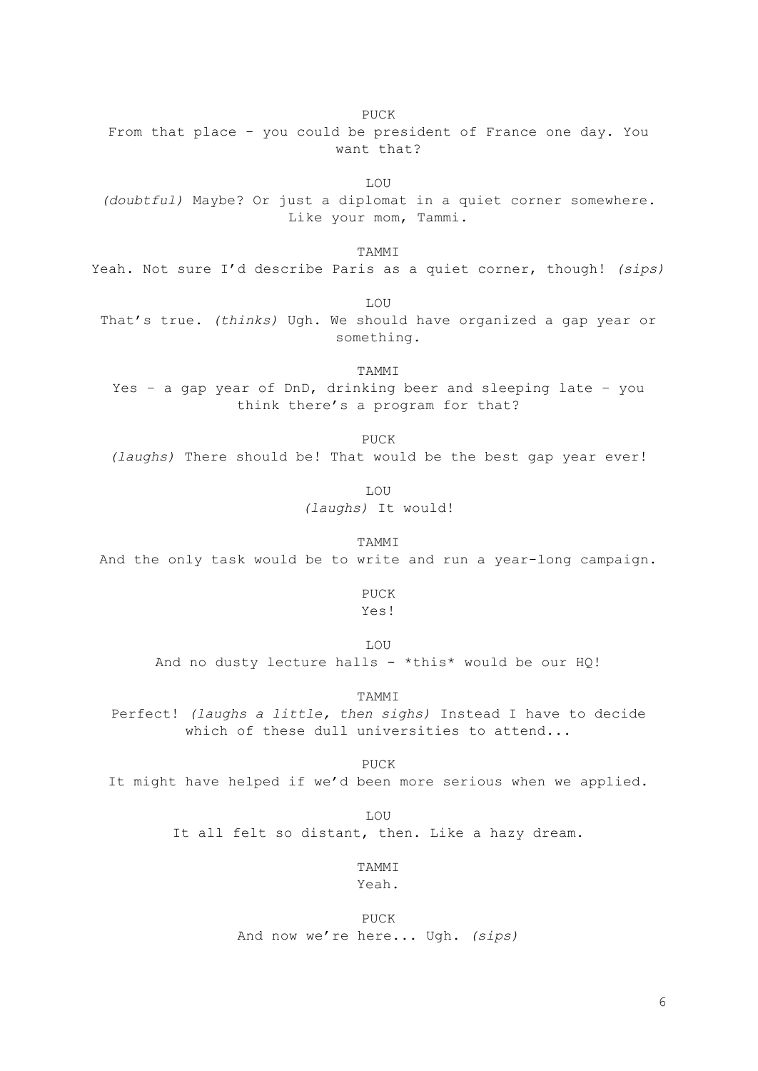PUCK

From that place - you could be president of France one day. You want that?

LOU

*(doubtful)* Maybe? Or just a diplomat in a quiet corner somewhere. Like your mom, Tammi.

TAMMI

Yeah. Not sure I'd describe Paris as a quiet corner, though! *(sips)*

LOU

That's true. *(thinks)* Ugh. We should have organized a gap year or something.

TAMMI

Yes – a gap year of DnD, drinking beer and sleeping late – you think there's a program for that?

PUCK

*(laughs)* There should be! That would be the best gap year ever!

LOU

*(laughs)* It would!

TAMMI

And the only task would be to write and run a year-long campaign.

PUCK

Yes!

LOU

And no dusty lecture halls - *this* would be our HQ!

TAMMI

Perfect! *(laughs a little, then sighs)* Instead I have to decide which of these dull universities to attend...

PUCK

It might have helped if we'd been more serious when we applied.

LOU

It all felt so distant, then. Like a hazy dream.

TAMMI

Yeah.

PUCK

And now we're here... Ugh. *(sips)*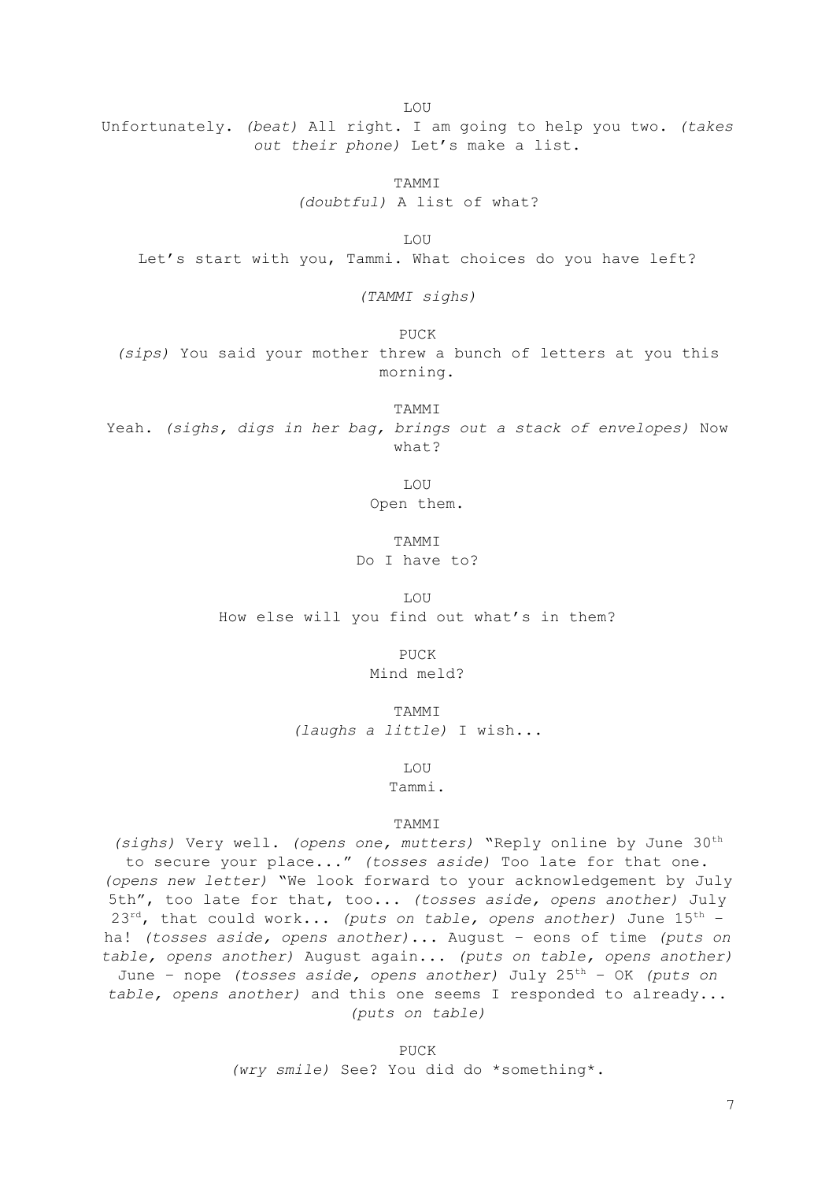LOU

Unfortunately. *(beat)* All right. I am going to help you two. *(takes out their phone)* Let's make a list.

TAMMI

*(doubtful)* A list of what?

LOU

Let's start with you, Tammi. What choices do you have left?

*(TAMMI sighs)*

PUCK

*(sips)* You said your mother threw a bunch of letters at you this morning.

TAMMI

Yeah. *(sighs, digs in her bag, brings out a stack of envelopes)* Now what?

LOU

Open them.

TAMMI

Do I have to?

LOU

How else will you find out what's in them?

PUCK

Mind meld?

TAMMI

*(laughs a little)* I wish...

LOU

Tammi.

TAMMI

*(sighs)* Very well. *(opens one, mutters)* "Reply online by June 30th to secure your place..." *(tosses aside)* Too late for that one. *(opens new letter)* "We look forward to your acknowledgement by July 5th", too late for that, too... *(tosses aside, opens another)* July 23rd, that could work... *(puts on table, opens another)* June 15th – ha! *(tosses aside, opens another)*... August – eons of time *(puts on table, opens another)* August again... *(puts on table, opens another)* June – nope *(tosses aside, opens another)* July 25th – OK *(puts on table, opens another)* and this one seems I responded to already... *(puts on table)*

PUCK

*(wry smile)* See? You did do *something*.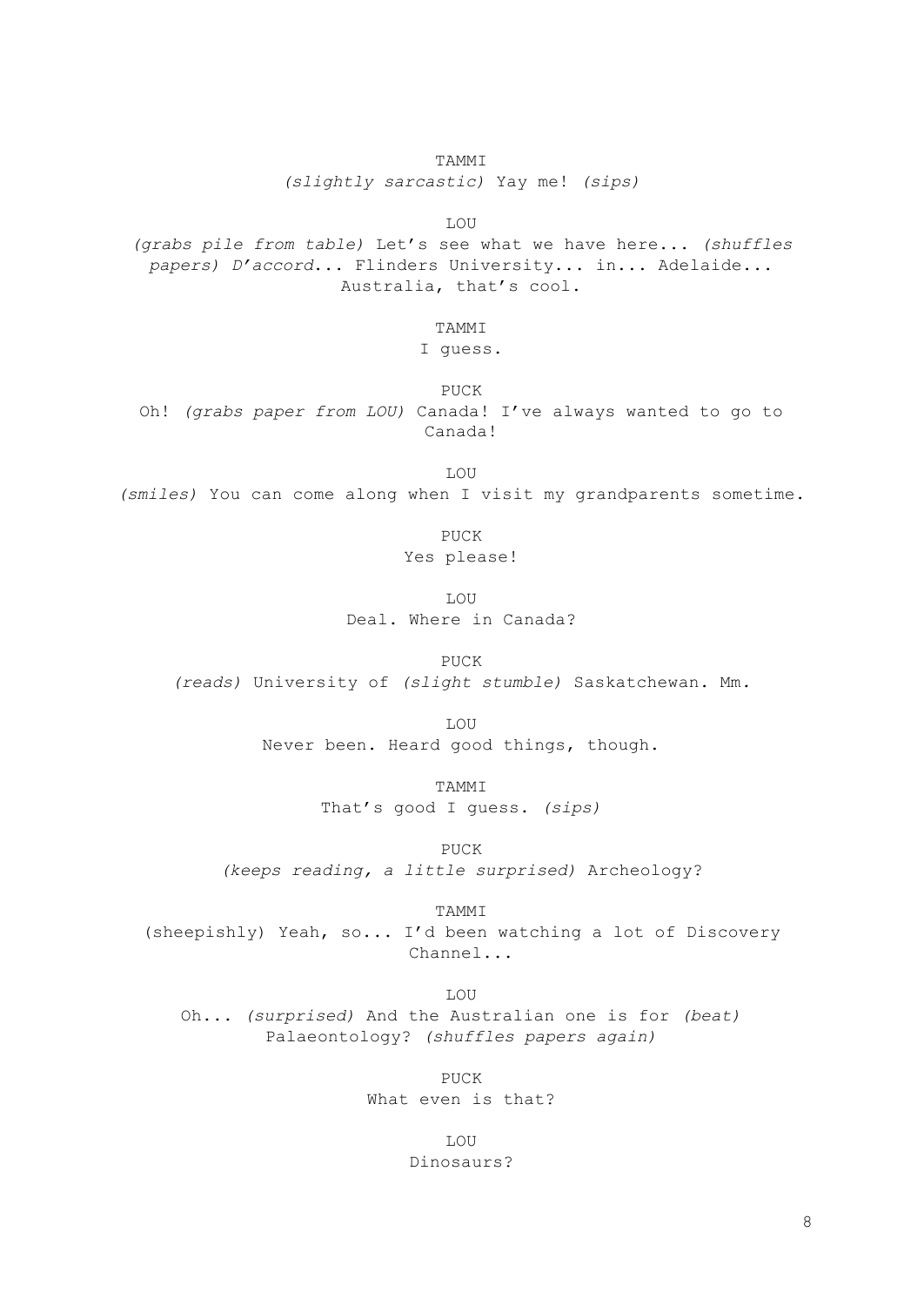TAMMI

*(slightly sarcastic)* Yay me! *(sips)*

LOU

*(grabs pile from table)* Let's see what we have here... *(shuffles papers)* *D'accord*... Flinders University... in... Adelaide... Australia, that's cool.

TAMMI

I guess.

PUCK

Oh! *(grabs paper from LOU)* Canada! I've always wanted to go to Canada!

LOU

*(smiles)* You can come along when I visit my grandparents sometime.

PUCK

Yes please!

LOU

Deal. Where in Canada?

PUCK

*(reads)* University of *(slight stumble)* Saskatchewan. Mm.

LOU

Never been. Heard good things, though.

TAMMI

That's good I guess. *(sips)*

PUCK

*(keeps reading, a little surprised)* Archeology?

TAMMI

(sheepishly) Yeah, so... I'd been watching a lot of Discovery Channel...

LOU

Oh... *(surprised)* And the Australian one is for *(beat)* Palaeontology? *(shuffles papers again)*

PUCK

What even is that?

LOU

Dinosaurs?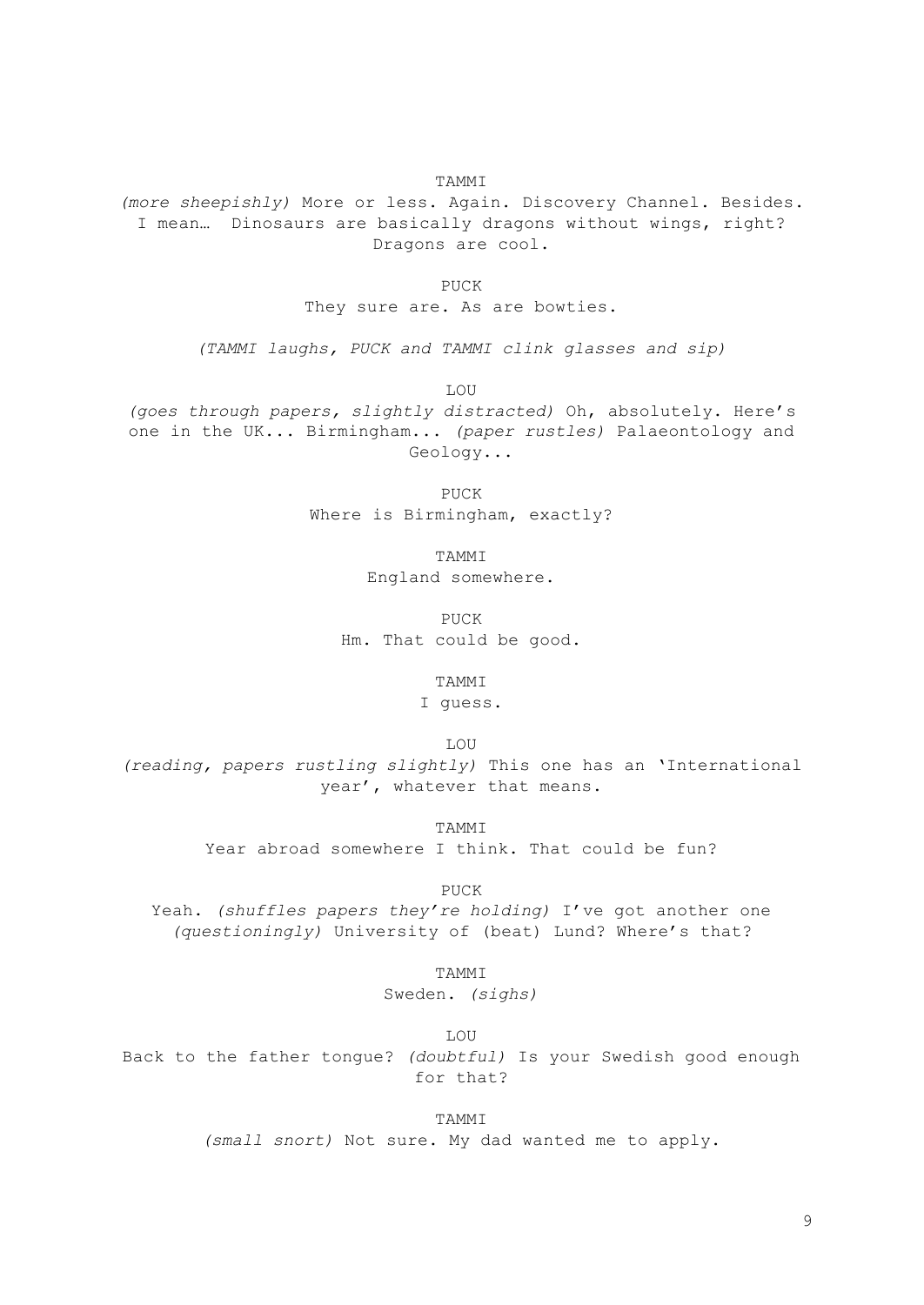TAMMI

*(more sheepishly)* More or less. Again. Discovery Channel. Besides. I mean… Dinosaurs are basically dragons without wings, right? Dragons are cool.

PUCK

They sure are. As are bowties.

*(TAMMI laughs, PUCK and TAMMI clink glasses and sip)*

LOU

*(goes through papers, slightly distracted)* Oh, absolutely. Here's one in the UK... Birmingham... *(paper rustles)* Palaeontology and Geology...

PUCK

Where is Birmingham, exactly?

TAMMI

England somewhere.

PUCK

Hm. That could be good.

TAMMI

I guess.

LOU

*(reading, papers rustling slightly)* This one has an 'International year', whatever that means.

TAMMI

Year abroad somewhere I think. That could be fun?

PUCK

Yeah. *(shuffles papers they're holding)* I've got another one *(questioningly)* University of (beat) Lund? Where's that?

TAMMI

Sweden. *(sighs)*

LOU

Back to the father tongue? *(doubtful)* Is your Swedish good enough for that?

TAMMI

*(small snort)* Not sure. My dad wanted me to apply.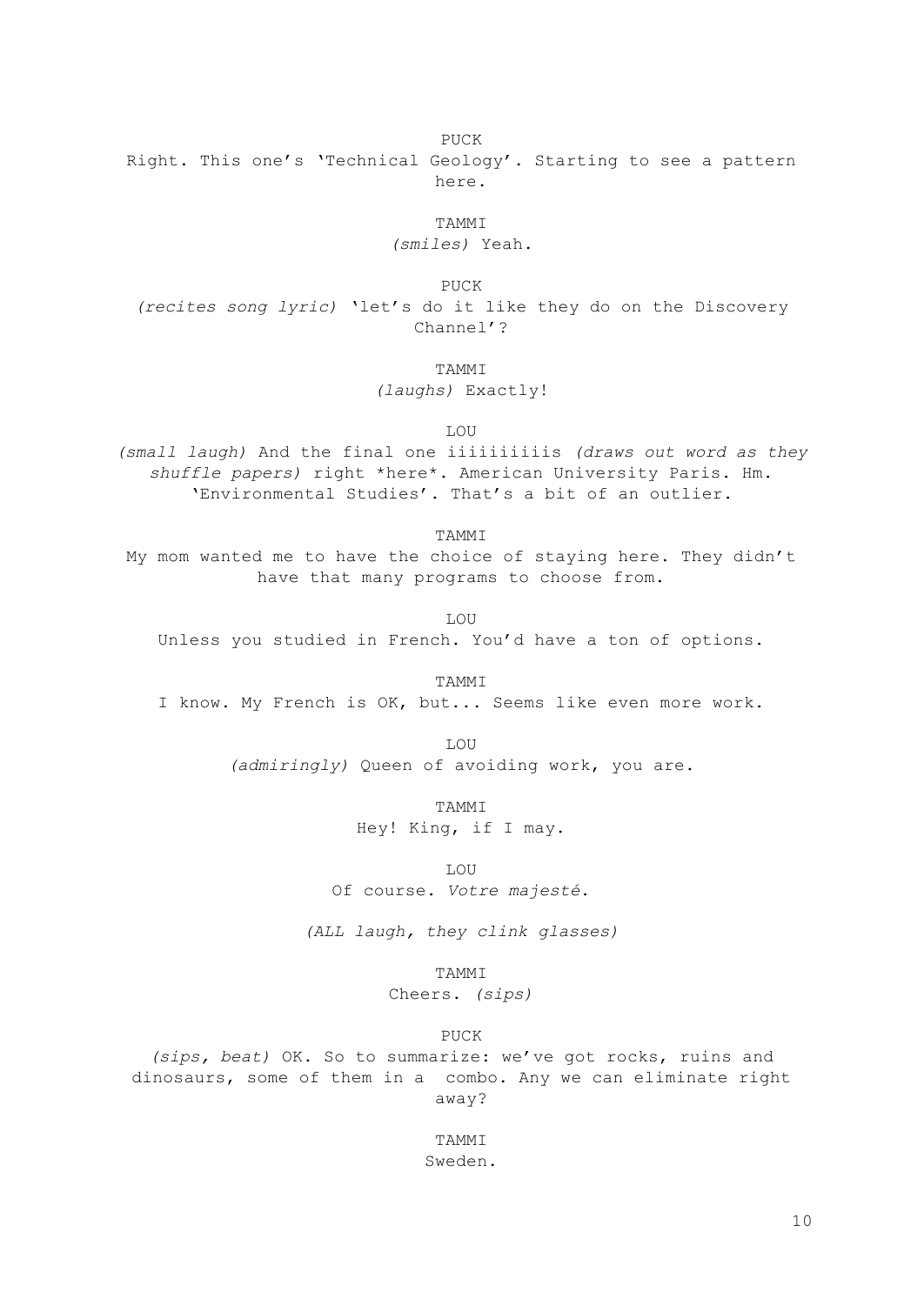PUCK

Right. This one's 'Technical Geology'. Starting to see a pattern here.

TAMMI

*(smiles)* Yeah.

PUCK

*(recites song lyric)* 'let's do it like they do on the Discovery Channel'?

TAMMI

*(laughs)* Exactly!

LOU

*(small laugh)* And the final one iiiiiiiiiis *(draws out word as they shuffle papers)* right *here*. American University Paris. Hm. 'Environmental Studies'. That's a bit of an outlier.

TAMMI

My mom wanted me to have the choice of staying here. They didn't have that many programs to choose from.

LOU

Unless you studied in French. You'd have a ton of options.

TAMMI

I know. My French is OK, but... Seems like even more work.

LOU

*(admiringly)* Queen of avoiding work, you are.

TAMMI

Hey! King, if I may.

LOU

Of course. *Votre majesté.*

*(ALL laugh, they clink glasses)*

TAMMI

Cheers. *(sips)*

PUCK

*(sips, beat)* OK. So to summarize: we've got rocks, ruins and dinosaurs, some of them in a combo. Any we can eliminate right away?

TAMMI

Sweden.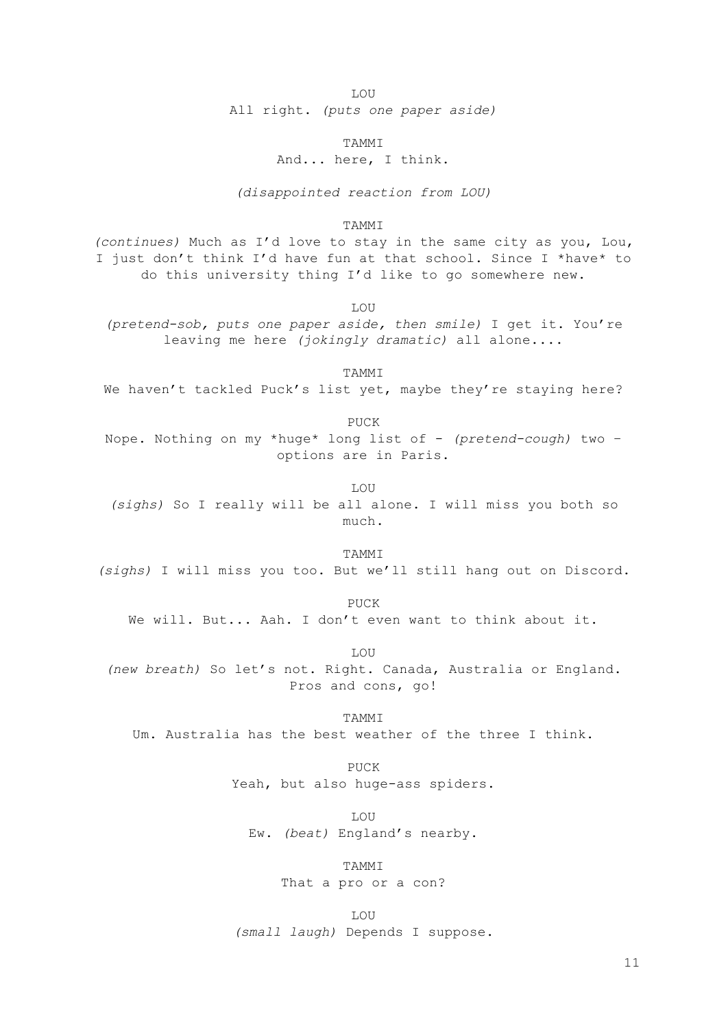LOU

All right. *(puts one paper aside)*

TAMMI

And... here, I think.

*(disappointed reaction from LOU)*

TAMMI

*(continues)* Much as I'd love to stay in the same city as you, Lou, I just don't think I'd have fun at that school. Since I *have* to do this university thing I'd like to go somewhere new.

LOU

*(pretend-sob, puts one paper aside, then smile)* I get it. You're leaving me here *(jokingly dramatic)* all alone....

TAMMI

We haven't tackled Puck's list yet, maybe they're staying here?

PUCK

Nope. Nothing on my *huge* long list of - *(pretend-cough)* two – options are in Paris.

LOU

*(sighs)* So I really will be all alone. I will miss you both so much.

TAMMI

*(sighs)* I will miss you too. But we'll still hang out on Discord.

PUCK

We will. But... Aah. I don't even want to think about it.

LOU

*(new breath)* So let's not. Right. Canada, Australia or England. Pros and cons, go!

TAMMI

Um. Australia has the best weather of the three I think.

PUCK

Yeah, but also huge-ass spiders.

LOU

Ew. *(beat)* England's nearby.

TAMMI

That a pro or a con?

LOU

*(small laugh)* Depends I suppose.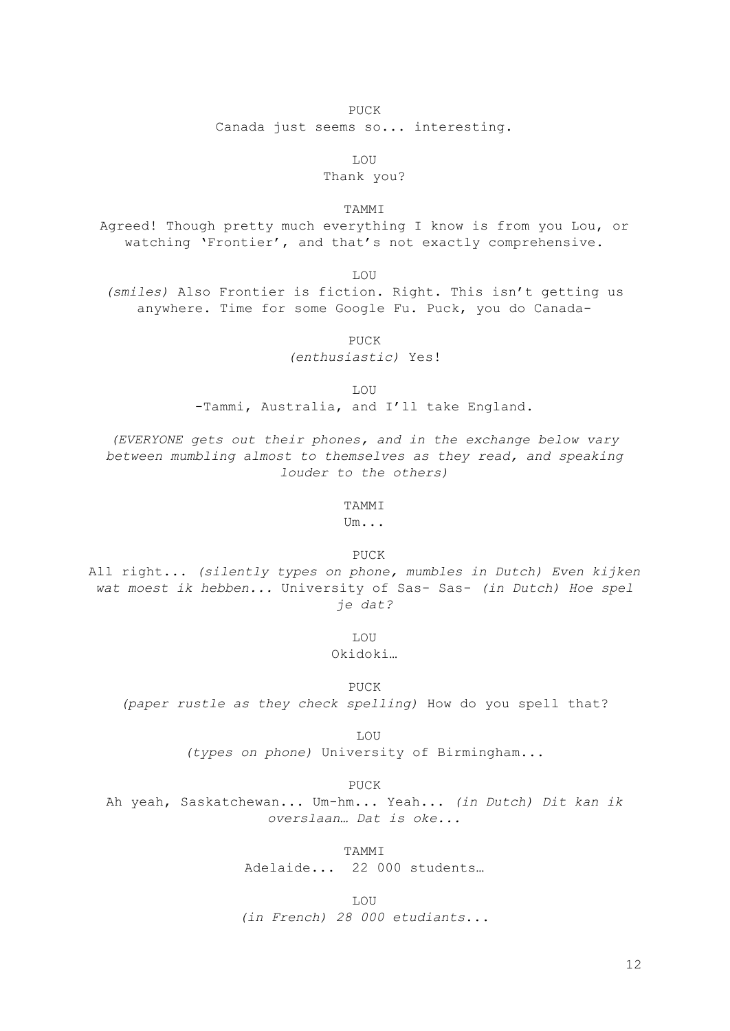PUCK

Canada just seems so... interesting.

LOU

Thank you?

TAMMI

Agreed! Though pretty much everything I know is from you Lou, or watching 'Frontier', and that's not exactly comprehensive.

LOU

*(smiles)* Also Frontier is fiction. Right. This isn't getting us anywhere. Time for some Google Fu. Puck, you do Canada-

PUCK

*(enthusiastic)* Yes!

LOU

-Tammi, Australia, and I'll take England.

*(EVERYONE gets out their phones, and in the exchange below vary between mumbling almost to themselves as they read, and speaking louder to the others)*

TAMMI

Um...

PUCK

All right... *(silently types on phone, mumbles in Dutch) Even kijken wat moest ik hebben...* University of Sas- Sas- *(in Dutch) Hoe spel je dat?*

LOU

Okidoki…

PUCK

*(paper rustle as they check spelling)* How do you spell that?

LOU

*(types on phone)* University of Birmingham...

PUCK

Ah yeah, Saskatchewan... Um-hm... Yeah... *(in Dutch) Dit kan ik overslaan… Dat is oke...*

TAMMI

Adelaide... 22 000 students…

LOU

*(in French) 28 000 etudiants...*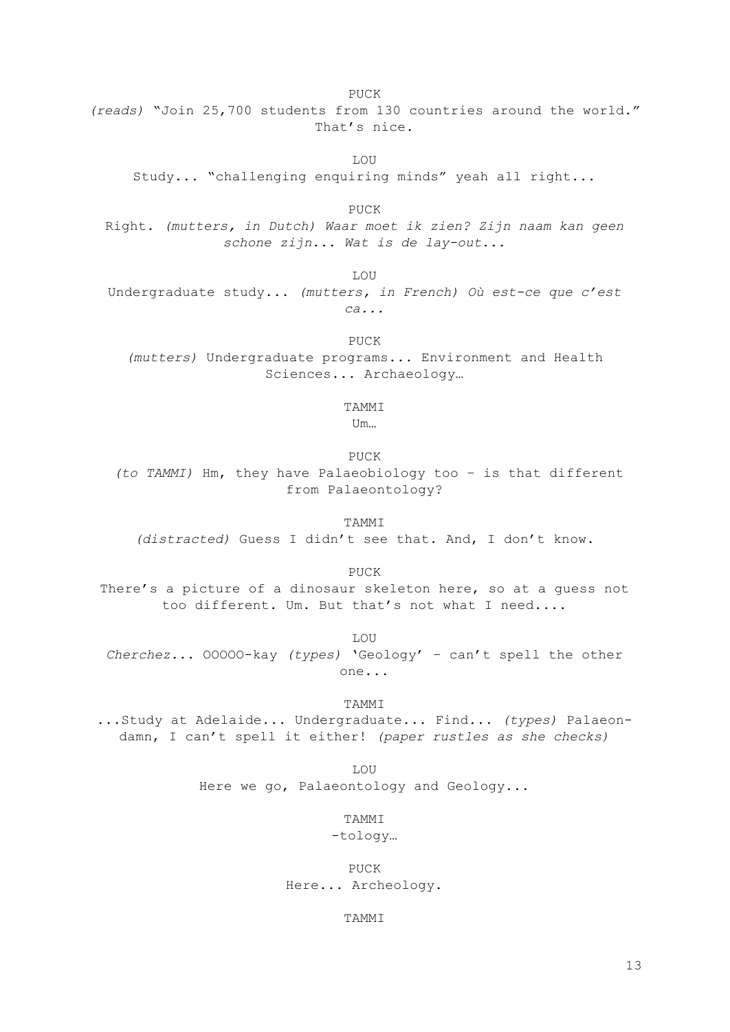PUCK

*(reads)* "Join 25,700 students from 130 countries around the world." That's nice.

LOU

Study... "challenging enquiring minds" yeah all right...

PUCK

Right. *(mutters, in Dutch) Waar moet ik zien? Zijn naam kan geen schone zijn... Wat is de lay-out...*

LOU

Undergraduate study... *(mutters, in French) Où est-ce que c'est ca...*

PUCK

*(mutters)* Undergraduate programs... Environment and Health Sciences... Archaeology…

TAMMI

Um…

PUCK

*(to TAMMI)* Hm, they have Palaeobiology too – is that different from Palaeontology?

TAMMI

*(distracted)* Guess I didn't see that. And, I don't know.

PUCK

There's a picture of a dinosaur skeleton here, so at a guess not too different. Um. But that's not what I need....

LOU

*Cherchez...* OOOOO-kay *(types)* 'Geology' – can't spell the other one...

TAMMI

...Study at Adelaide... Undergraduate... Find... *(types)* Palaeon- damn, I can't spell it either! *(paper rustles as she checks)*

LOU

Here we go, Palaeontology and Geology...

TAMMI

-tology…

PUCK

Here... Archeology.

TAMMI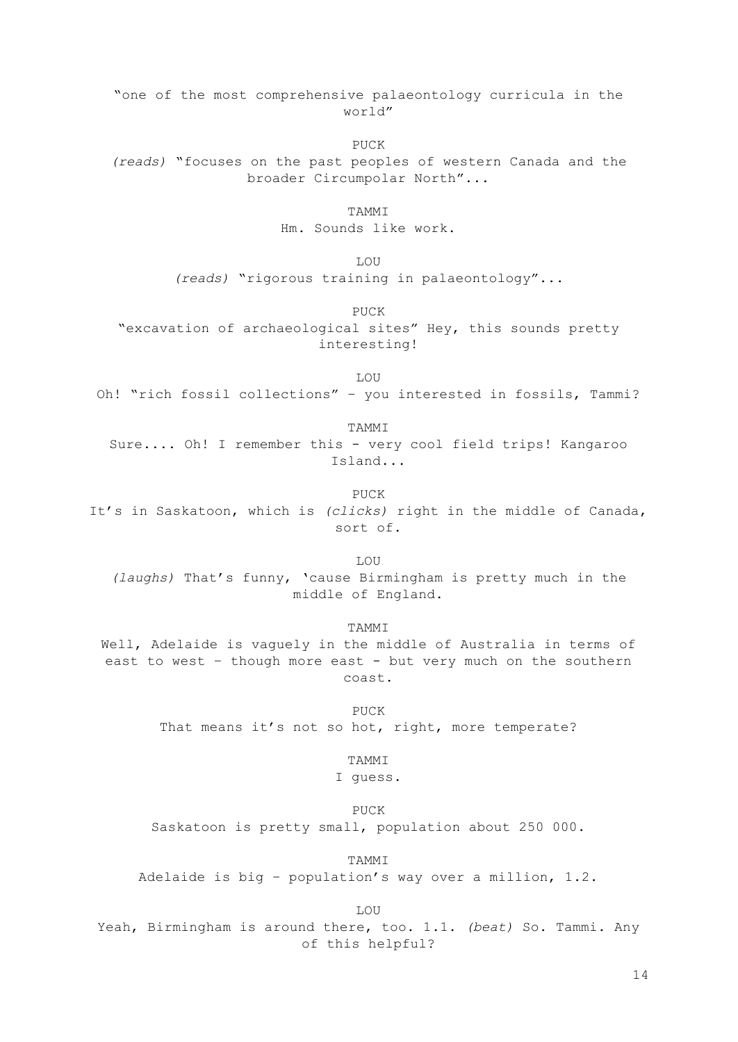"one of the most comprehensive palaeontology curricula in the world"

PUCK

*(reads)* "focuses on the past peoples of western Canada and the broader Circumpolar North"...

TAMMI

Hm. Sounds like work.

LOU

*(reads)* "rigorous training in palaeontology"...

PUCK

"excavation of archaeological sites" Hey, this sounds pretty interesting!

LOU

Oh! "rich fossil collections" – you interested in fossils, Tammi?

TAMMI

Sure.... Oh! I remember this - very cool field trips! Kangaroo Island...

PUCK

It's in Saskatoon, which is *(clicks)* right in the middle of Canada, sort of.

LOU

*(laughs)* That's funny, 'cause Birmingham is pretty much in the middle of England.

TAMMI

Well, Adelaide is vaguely in the middle of Australia in terms of east to west – though more east - but very much on the southern coast.

PUCK

That means it's not so hot, right, more temperate?

TAMMI

I guess.

PUCK

Saskatoon is pretty small, population about 250 000.

TAMMI

Adelaide is big – population's way over a million, 1.2.

LOU

Yeah, Birmingham is around there, too. 1.1. *(beat)* So. Tammi. Any of this helpful?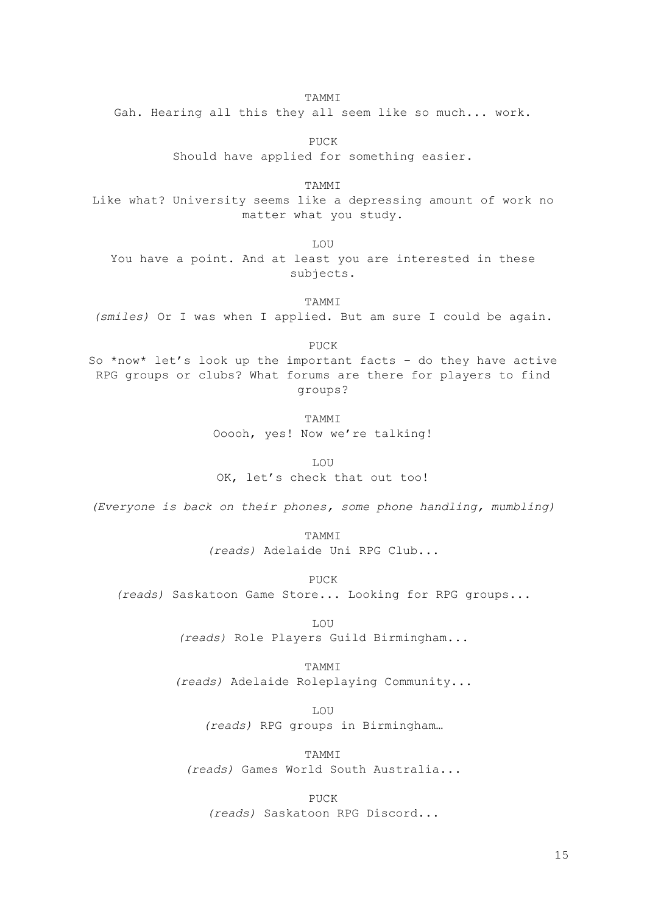TAMMI

Gah. Hearing all this they all seem like so much... work.

PUCK

Should have applied for something easier.

TAMMI

Like what? University seems like a depressing amount of work no matter what you study.

LOU

You have a point. And at least you are interested in these subjects.

TAMMI

*(smiles)* Or I was when I applied. But am sure I could be again.

PUCK

So *now* let's look up the important facts – do they have active RPG groups or clubs? What forums are there for players to find groups?

TAMMI

Ooooh, yes! Now we're talking!

LOU

OK, let's check that out too!

*(Everyone is back on their phones, some phone handling, mumbling)*

TAMMI

*(reads)* Adelaide Uni RPG Club...

PUCK

*(reads)* Saskatoon Game Store... Looking for RPG groups...

LOU

*(reads)* Role Players Guild Birmingham...

TAMMI

*(reads)* Adelaide Roleplaying Community...

LOU

*(reads)* RPG groups in Birmingham…

TAMMI

*(reads)* Games World South Australia...

PUCK

*(reads)* Saskatoon RPG Discord...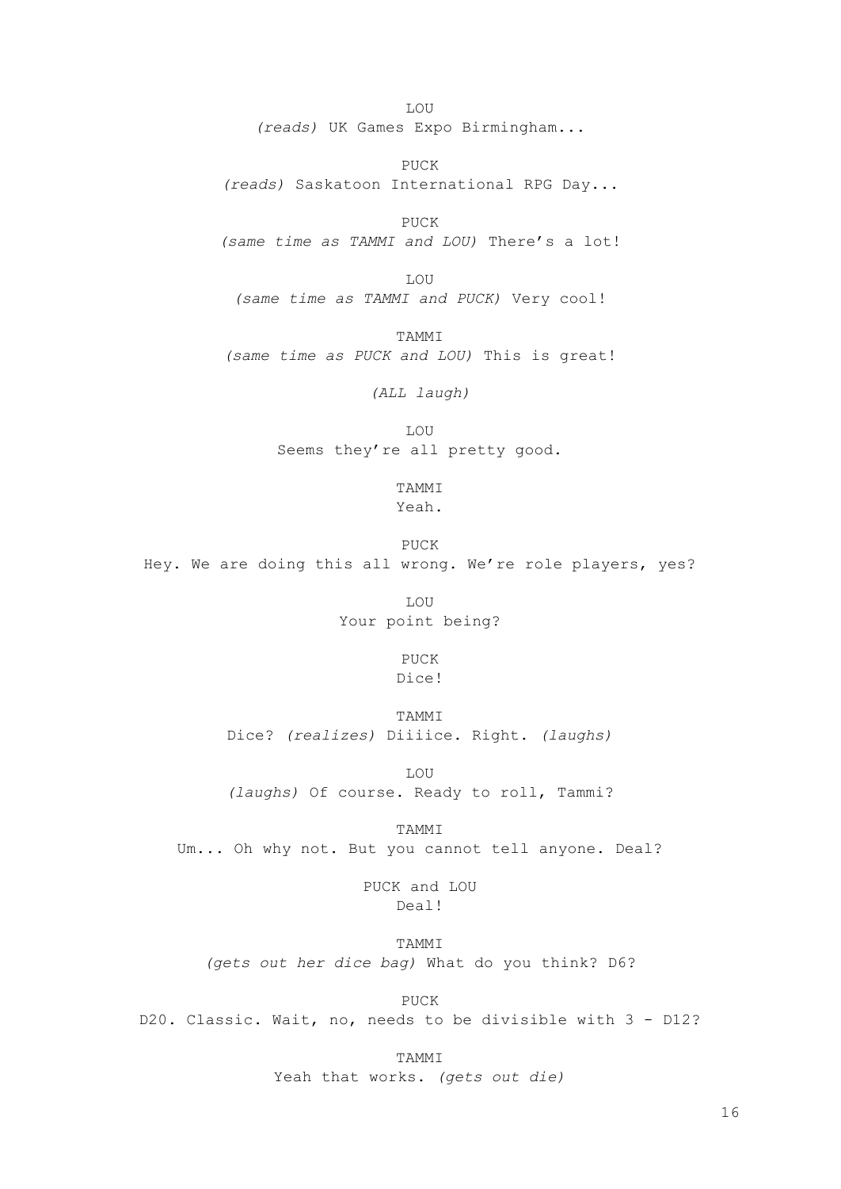LOU
*(reads)* UK Games Expo Birmingham...

PUCK
*(reads)* Saskatoon International RPG Day...

PUCK
*(same time as TAMMI and LOU)* There's a lot!

LOU
*(same time as TAMMI and PUCK)* Very cool!

TAMMI
*(same time as PUCK and LOU)* This is great!

*(ALL laugh)*

LOU
Seems they're all pretty good.

TAMMI
Yeah.

PUCK
Hey. We are doing this all wrong. We're role players, yes?

LOU
Your point being?

PUCK
Dice!

TAMMI
Dice? *(realizes)* Diiiice. Right. *(laughs)*

LOU
*(laughs)* Of course. Ready to roll, Tammi?

TAMMI
Um... Oh why not. But you cannot tell anyone. Deal?

PUCK and LOU
Deal!

TAMMI
*(gets out her dice bag)* What do you think? D6?

PUCK
D20. Classic. Wait, no, needs to be divisible with 3 - D12?

TAMMI
Yeah that works. *(gets out die)*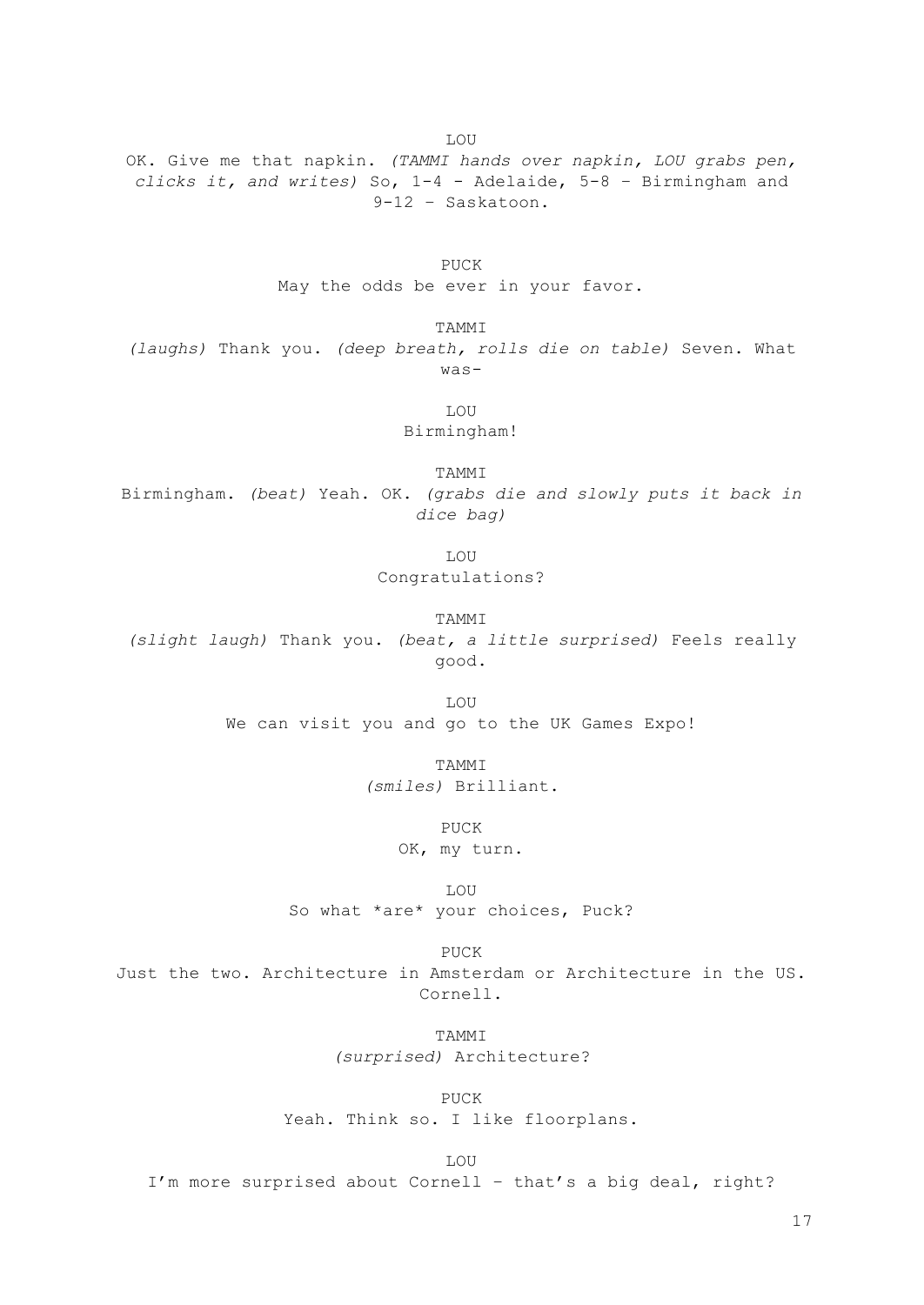LOU

OK. Give me that napkin. *(TAMMI hands over napkin, LOU grabs pen, clicks it, and writes)* So, 1-4 - Adelaide, 5-8 – Birmingham and 9-12 – Saskatoon.

PUCK

May the odds be ever in your favor.

TAMMI

*(laughs)* Thank you. *(deep breath, rolls die on table)* Seven. What was-

LOU

Birmingham!

TAMMI

Birmingham. *(beat)* Yeah. OK. *(grabs die and slowly puts it back in dice bag)*

LOU

Congratulations?

TAMMI

*(slight laugh)* Thank you. *(beat, a little surprised)* Feels really good.

LOU

We can visit you and go to the UK Games Expo!

TAMMI

*(smiles)* Brilliant.

PUCK

OK, my turn.

LOU

So what *are* your choices, Puck?

PUCK

Just the two. Architecture in Amsterdam or Architecture in the US. Cornell.

TAMMI

*(surprised)* Architecture?

PUCK

Yeah. Think so. I like floorplans.

LOU

I'm more surprised about Cornell – that's a big deal, right?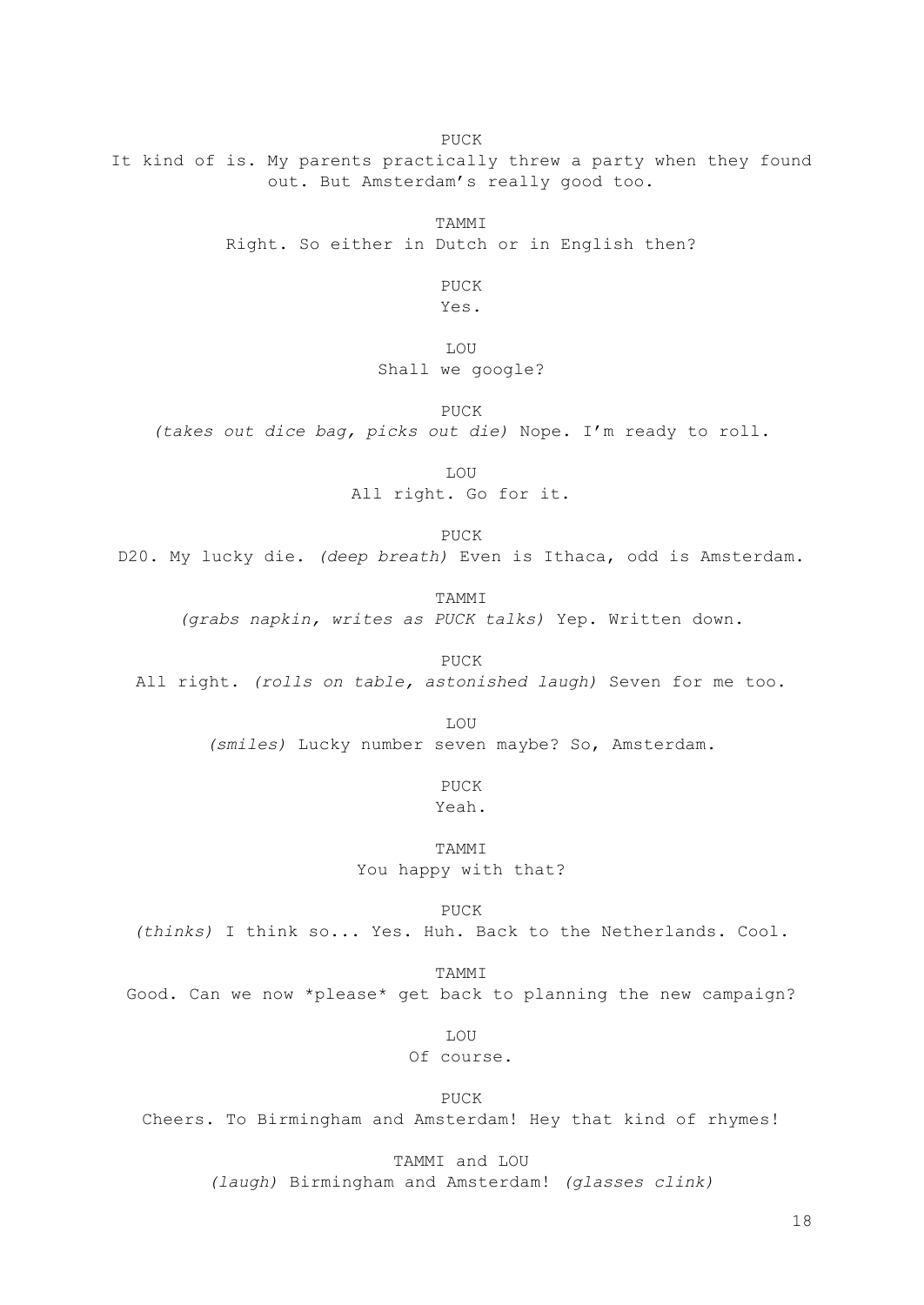PUCK

It kind of is. My parents practically threw a party when they found out. But Amsterdam's really good too.

TAMMI

Right. So either in Dutch or in English then?

PUCK

Yes.

LOU

Shall we google?

PUCK

*(takes out dice bag, picks out die)* Nope. I'm ready to roll.

LOU

All right. Go for it.

PUCK

D20. My lucky die. *(deep breath)* Even is Ithaca, odd is Amsterdam.

TAMMI

*(grabs napkin, writes as PUCK talks)* Yep. Written down.

PUCK

All right. *(rolls on table, astonished laugh)* Seven for me too.

LOU

*(smiles)* Lucky number seven maybe? So, Amsterdam.

PUCK

Yeah.

TAMMI

You happy with that?

PUCK

*(thinks)* I think so... Yes. Huh. Back to the Netherlands. Cool.

TAMMI

Good. Can we now *please* get back to planning the new campaign?

LOU

Of course.

PUCK

Cheers. To Birmingham and Amsterdam! Hey that kind of rhymes!

TAMMI and LOU

*(laugh)* Birmingham and Amsterdam! *(glasses clink)*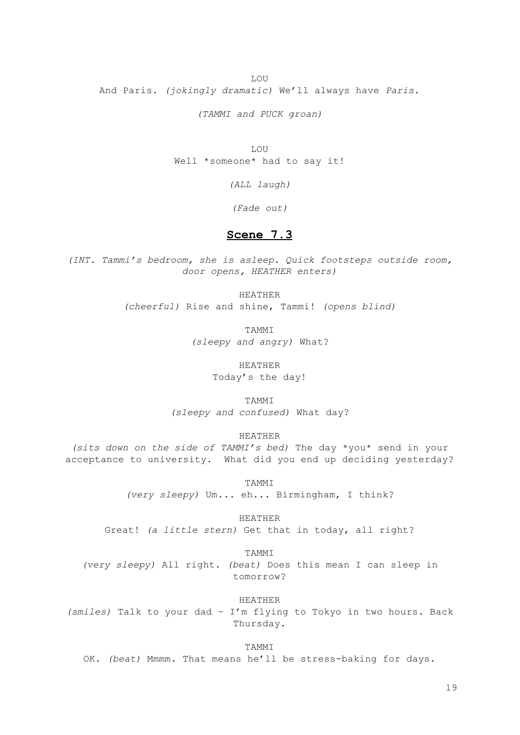LOU

And Paris. *(jokingly dramatic)* We'll always have *Paris*.

*(TAMMI and PUCK groan)*

LOU

Well *someone* had to say it!

*(ALL laugh)*

*(Fade out)*

## Scene 7.3

*(INT. Tammi's bedroom, she is asleep. Quick footsteps outside room, door opens, HEATHER enters)*

HEATHER

*(cheerful)* Rise and shine, Tammi! *(opens blind)*

TAMMI

*(sleepy and angry)* What?

HEATHER

Today's the day!

TAMMI

*(sleepy and confused)* What day?

HEATHER

*(sits down on the side of TAMMI's bed)* The day *you* send in your acceptance to university. What did you end up deciding yesterday?

TAMMI

*(very sleepy)* Um... eh... Birmingham, I think?

HEATHER

Great! *(a little stern)* Get that in today, all right?

TAMMI

*(very sleepy)* All right. *(beat)* Does this mean I can sleep in tomorrow?

HEATHER

*(smiles)* Talk to your dad – I'm flying to Tokyo in two hours. Back Thursday.

TAMMI

OK. *(beat)* Mmmm. That means he'll be stress-baking for days.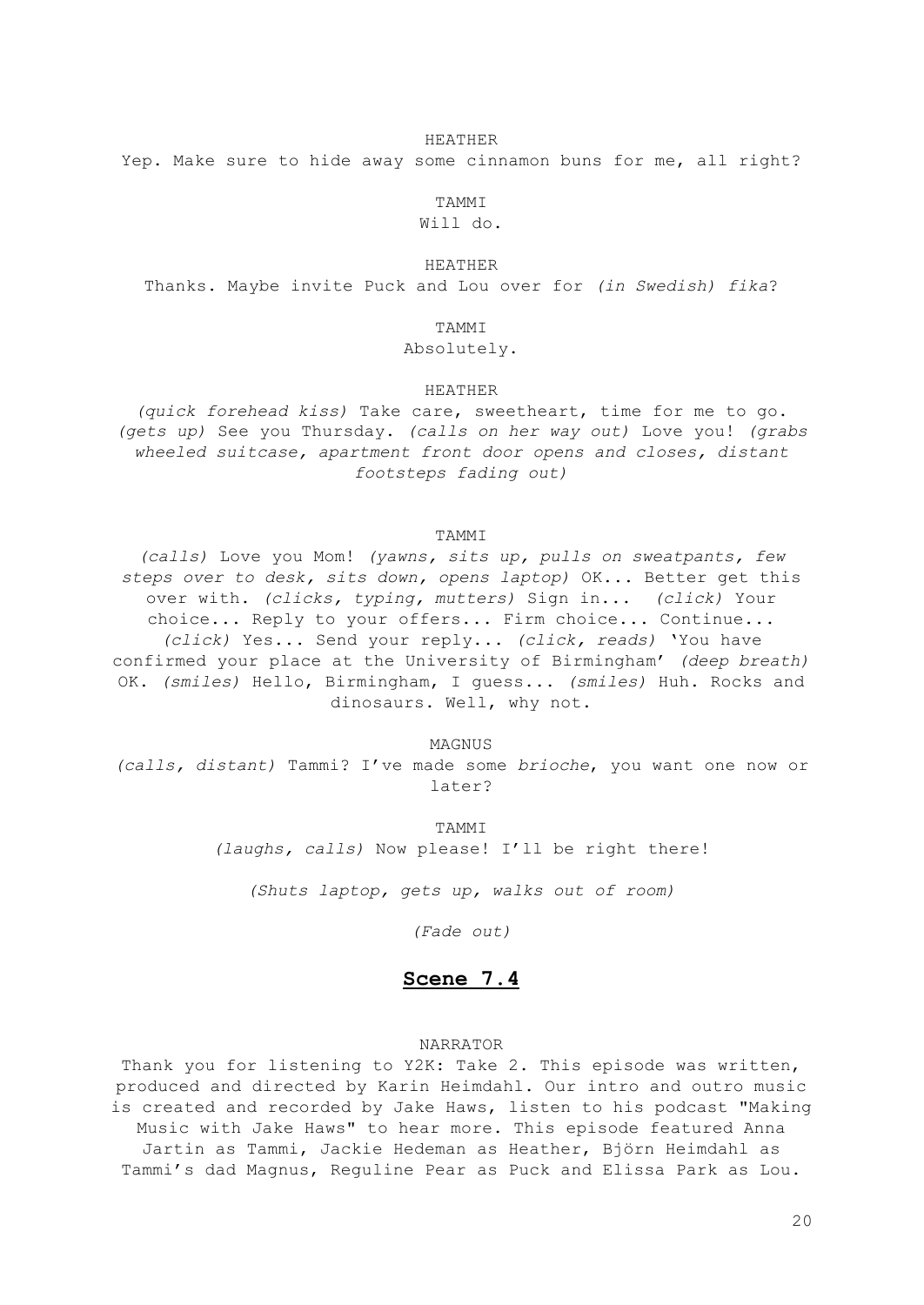HEATHER

Yep. Make sure to hide away some cinnamon buns for me, all right?

TAMMI

Will do.

HEATHER

Thanks. Maybe invite Puck and Lou over for *(in Swedish) fika*?

TAMMI

Absolutely.

HEATHER

*(quick forehead kiss)* Take care, sweetheart, time for me to go. *(gets up)* See you Thursday. *(calls on her way out)* Love you! *(grabs wheeled suitcase, apartment front door opens and closes, distant footsteps fading out)*

TAMMI

*(calls)* Love you Mom! *(yawns, sits up, pulls on sweatpants, few steps over to desk, sits down, opens laptop)* OK... Better get this over with. *(clicks, typing, mutters)* Sign in... *(click)* Your choice... Reply to your offers... Firm choice... Continue... *(click)* Yes... Send your reply... *(click, reads)* 'You have confirmed your place at the University of Birmingham' *(deep breath)* OK. *(smiles)* Hello, Birmingham, I guess... *(smiles)* Huh. Rocks and dinosaurs. Well, why not.

MAGNUS

*(calls, distant)* Tammi? I've made some *brioche*, you want one now or later?

TAMMI

*(laughs, calls)* Now please! I'll be right there!

*(Shuts laptop, gets up, walks out of room)*

*(Fade out)*

## Scene 7.4

NARRATOR

Thank you for listening to Y2K: Take 2. This episode was written, produced and directed by Karin Heimdahl. Our intro and outro music is created and recorded by Jake Haws, listen to his podcast "Making Music with Jake Haws" to hear more. This episode featured Anna Jartin as Tammi, Jackie Hedeman as Heather, Björn Heimdahl as Tammi's dad Magnus, Reguline Pear as Puck and Elissa Park as Lou.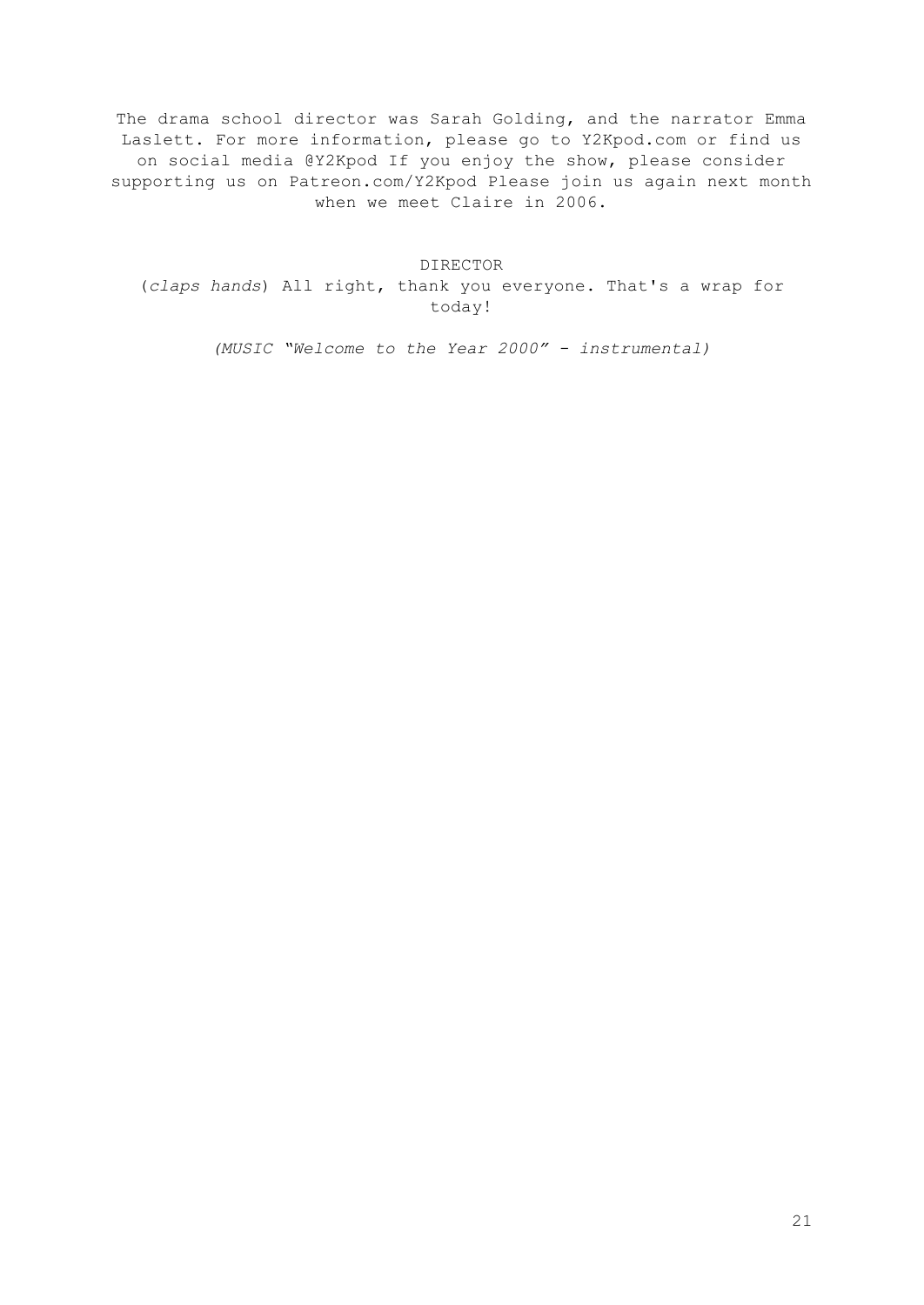The drama school director was Sarah Golding, and the narrator Emma Laslett. For more information, please go to Y2Kpod.com or find us on social media @Y2Kpod If you enjoy the show, please consider supporting us on Patreon.com/Y2Kpod Please join us again next month when we meet Claire in 2006.

DIRECTOR

(*claps hands*) All right, thank you everyone. That's a wrap for today!

*(MUSIC "Welcome to the Year 2000" - instrumental)*